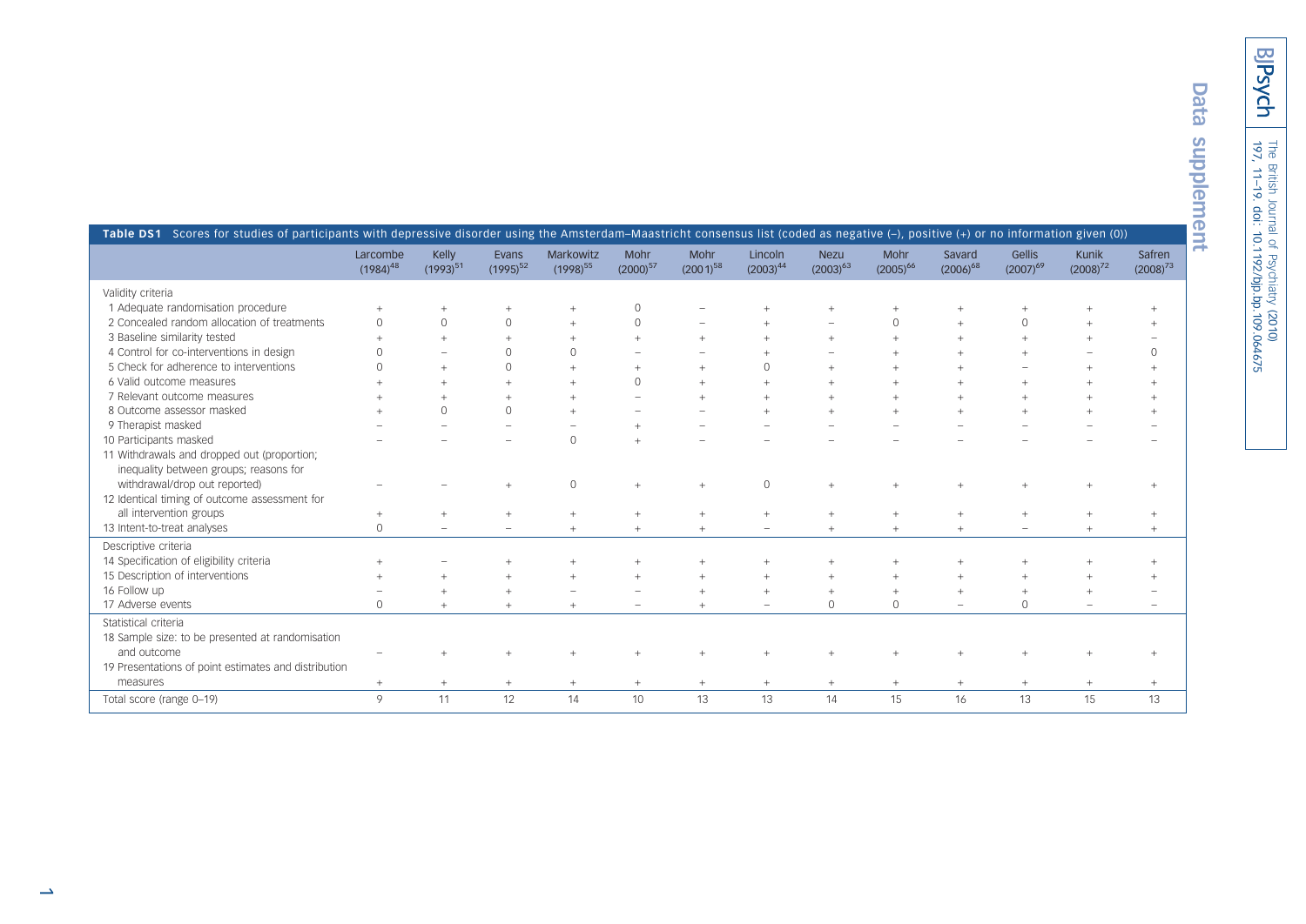## Data supplement

**Table DS1** Scores for studies of participants with depressive disorder using the Amsterdam–Maastricht consensus list (coded as negative (–), positive (+) or no information given (0))

| | Larcombe (1984)[48] | Kelly (1993)[51] | Evans (1995)[52] | Markowitz (1998)[55] | Mohr (2000)[57] | Mohr (2001)[58] | Lincoln (2003)[44] | Nezu (2003)[63] | Mohr (2005)[66] | Savard (2006)[68] | Gellis (2007)[69] | Kunik (2008)[72] | Safren (2008)[73] |
|---|---|---|---|---|---|---|---|---|---|---|---|---|---|
| Validity criteria | | | | | | | | | | | | | |
| 1 Adequate randomisation procedure | + | + | + | + | 0 | – | + | + | + | + | + | + | + |
| 2 Concealed random allocation of treatments | 0 | 0 | 0 | + | 0 | – | + | – | 0 | + | 0 | + | + |
| 3 Baseline similarity tested | + | + | + | + | + | + | + | + | + | + | + | + | – |
| 4 Control for co-interventions in design | 0 | – | 0 | 0 | – | – | + | – | + | + | + | – | 0 |
| 5 Check for adherence to interventions | 0 | + | 0 | + | + | + | 0 | + | + | + | – | + | + |
| 6 Valid outcome measures | + | + | + | + | 0 | + | + | + | + | + | + | + | + |
| 7 Relevant outcome measures | + | + | + | + | – | + | + | + | + | + | + | + | + |
| 8 Outcome assessor masked | + | 0 | 0 | + | – | – | + | + | + | + | + | + | + |
| 9 Therapist masked | – | – | – | – | + | – | – | – | – | – | – | – | – |
| 10 Participants masked | – | – | – | 0 | + | – | – | – | – | – | – | – | – |
| 11 Withdrawals and dropped out (proportion; inequality between groups; reasons for withdrawal/drop out reported) | – | – | + | 0 | + | + | 0 | + | + | + | + | + | + |
| 12 Identical timing of outcome assessment for all intervention groups | + | + | + | + | + | + | + | + | + | + | + | + | + |
| 13 Intent-to-treat analyses | 0 | – | – | + | + | + | – | + | + | + | – | + | + |
| Descriptive criteria | | | | | | | | | | | | | |
| 14 Specification of eligibility criteria | + | – | + | + | + | + | + | + | + | + | + | + | + |
| 15 Description of interventions | + | + | + | + | + | + | + | + | + | + | + | + | + |
| 16 Follow up | – | + | + | – | – | + | + | + | + | + | + | + | – |
| 17 Adverse events | 0 | + | + | + | – | + | – | 0 | 0 | – | 0 | – | – |
| Statistical criteria | | | | | | | | | | | | | |
| 18 Sample size: to be presented at randomisation and outcome | – | + | + | + | + | + | + | + | + | + | + | + | + |
| 19 Presentations of point estimates and distribution measures | + | + | + | + | + | + | + | + | + | + | + | + | + |
| Total score (range 0–19) | 9 | 11 | 12 | 14 | 10 | 13 | 13 | 14 | 15 | 16 | 13 | 15 | 13 |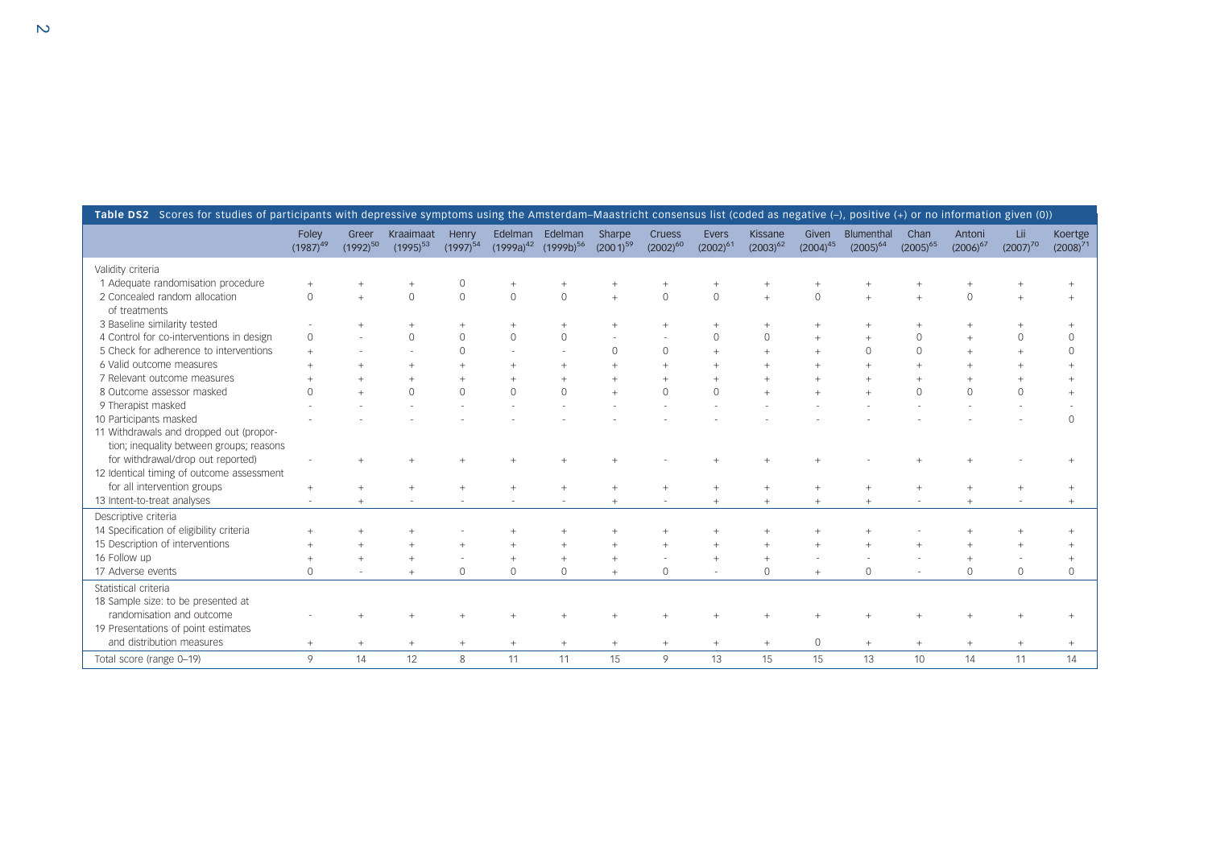**Table DS2** Scores for studies of participants with depressive symptoms using the Amsterdam–Maastricht consensus list (coded as negative (–), positive (+) or no information given (0))

| | Foley (1987)[49] | Greer (1992)[50] | Kraaimaat (1995)[53] | Henry (1997)[54] | Edelman (1999a)[42] | Edelman (1999b)[56] | Sharpe (2001)[59] | Cruess (2002)[60] | Evers (2002)[61] | Kissane (2003)[62] | Given (2004)[45] | Blumenthal (2005)[64] | Chan (2005)[65] | Antoni (2006)[67] | Lii (2007)[70] | Koertge (2008)[71] |
|---|---|---|---|---|---|---|---|---|---|---|---|---|---|---|---|---|
| Validity criteria | | | | | | | | | | | | | | | | |
| 1 Adequate randomisation procedure | + | + | + | 0 | + | + | + | + | + | + | + | + | + | + | + | + |
| 2 Concealed random allocation of treatments | 0 | + | 0 | 0 | 0 | 0 | + | 0 | 0 | + | 0 | + | + | 0 | + | + |
| 3 Baseline similarity tested | – | + | + | + | + | + | + | + | + | + | + | + | + | + | + | + |
| 4 Control for co-interventions in design | 0 | – | 0 | 0 | 0 | 0 | – | – | 0 | 0 | + | + | 0 | + | 0 | 0 |
| 5 Check for adherence to interventions | + | – | – | 0 | – | – | 0 | 0 | + | + | + | 0 | 0 | + | + | 0 |
| 6 Valid outcome measures | + | + | + | + | + | + | + | + | + | + | + | + | + | + | + | + |
| 7 Relevant outcome measures | + | + | + | + | + | + | + | + | + | + | + | + | + | + | + | + |
| 8 Outcome assessor masked | 0 | + | 0 | 0 | 0 | 0 | + | 0 | 0 | + | + | + | 0 | 0 | 0 | + |
| 9 Therapist masked | – | – | – | – | – | – | – | – | – | – | – | – | – | – | – | – |
| 10 Participants masked | – | – | – | – | – | – | – | – | – | – | – | – | – | – | – | 0 |
| 11 Withdrawals and dropped out (proportion; inequality between groups; reasons for withdrawal/drop out reported) | – | + | + | + | + | + | + | – | + | + | + | – | + | + | – | + |
| 12 Identical timing of outcome assessment for all intervention groups | + | + | + | + | + | + | + | + | + | + | + | + | + | + | + | + |
| 13 Intent-to-treat analyses | – | + | – | – | – | – | + | – | + | + | + | + | – | + | – | + |
| Descriptive criteria | | | | | | | | | | | | | | | | |
| 14 Specification of eligibility criteria | + | + | + | – | + | + | + | + | + | + | + | + | – | + | + | + |
| 15 Description of interventions | + | + | + | + | + | + | + | + | + | + | + | + | + | + | + | + |
| 16 Follow up | + | + | + | – | + | + | + | – | + | + | – | – | – | + | – | + |
| 17 Adverse events | 0 | – | + | 0 | 0 | 0 | + | 0 | – | 0 | + | 0 | – | 0 | 0 | 0 |
| Statistical criteria | | | | | | | | | | | | | | | | |
| 18 Sample size: to be presented at randomisation and outcome | – | + | + | + | + | + | + | + | + | + | + | + | + | + | + | + |
| 19 Presentations of point estimates and distribution measures | + | + | + | + | + | + | + | + | + | + | 0 | + | + | + | + | + |
| Total score (range 0–19) | 9 | 14 | 12 | 8 | 11 | 11 | 15 | 9 | 13 | 15 | 15 | 13 | 10 | 14 | 11 | 14 |